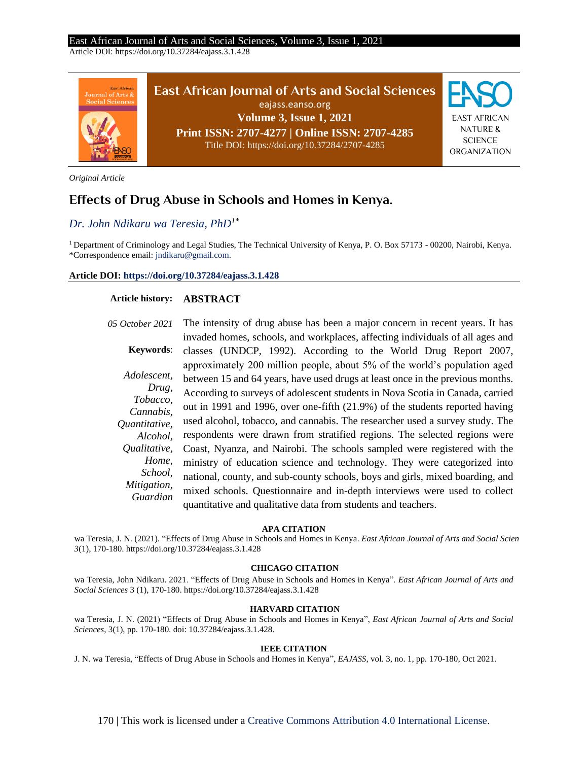*Original Article*

# Effects of Drug Abuse in Schools and Homes in Kenya.

*Dr. John Ndikaru wa Teresia, PhD*[1*]

[1] Department of Criminology and Legal Studies, The Technical University of Kenya, P. O. Box 57173 - 00200, Nairobi, Kenya.
*Correspondence email: jndikaru@gmail.com.

**Article DOI: https://doi.org/10.37284/eajass.3.1.428**

**Article history:**

*05 October 2021*

**Keywords**:

*Adolescent, Drug, Tobacco, Cannabis, Quantitative, Alcohol, Qualitative, Home, School, Mitigation, Guardian*

## ABSTRACT

The intensity of drug abuse has been a major concern in recent years. It has invaded homes, schools, and workplaces, affecting individuals of all ages and classes (UNDCP, 1992). According to the World Drug Report 2007, approximately 200 million people, about 5% of the world's population aged between 15 and 64 years, have used drugs at least once in the previous months. According to surveys of adolescent students in Nova Scotia in Canada, carried out in 1991 and 1996, over one-fifth (21.9%) of the students reported having used alcohol, tobacco, and cannabis. The researcher used a survey study. The respondents were drawn from stratified regions. The selected regions were Coast, Nyanza, and Nairobi. The schools sampled were registered with the ministry of education science and technology. They were categorized into national, county, and sub-county schools, boys and girls, mixed boarding, and mixed schools. Questionnaire and in-depth interviews were used to collect quantitative and qualitative data from students and teachers.

**APA CITATION**

wa Teresia, J. N. (2021). "Effects of Drug Abuse in Schools and Homes in Kenya. *East African Journal of Arts and Social Scien 3*(1), 170-180. https://doi.org/10.37284/eajass.3.1.428

**CHICAGO CITATION**

wa Teresia, John Ndikaru. 2021. "Effects of Drug Abuse in Schools and Homes in Kenya". *East African Journal of Arts and Social Sciences* 3 (1), 170-180. https://doi.org/10.37284/eajass.3.1.428

**HARVARD CITATION**

wa Teresia, J. N. (2021) "Effects of Drug Abuse in Schools and Homes in Kenya", *East African Journal of Arts and Social Sciences*, 3(1), pp. 170-180. doi: 10.37284/eajass.3.1.428.

**IEEE CITATION**

J. N. wa Teresia, "Effects of Drug Abuse in Schools and Homes in Kenya", *EAJASS*, vol. 3, no. 1, pp. 170-180, Oct 2021.

This work is licensed under a Creative Commons Attribution 4.0 International License.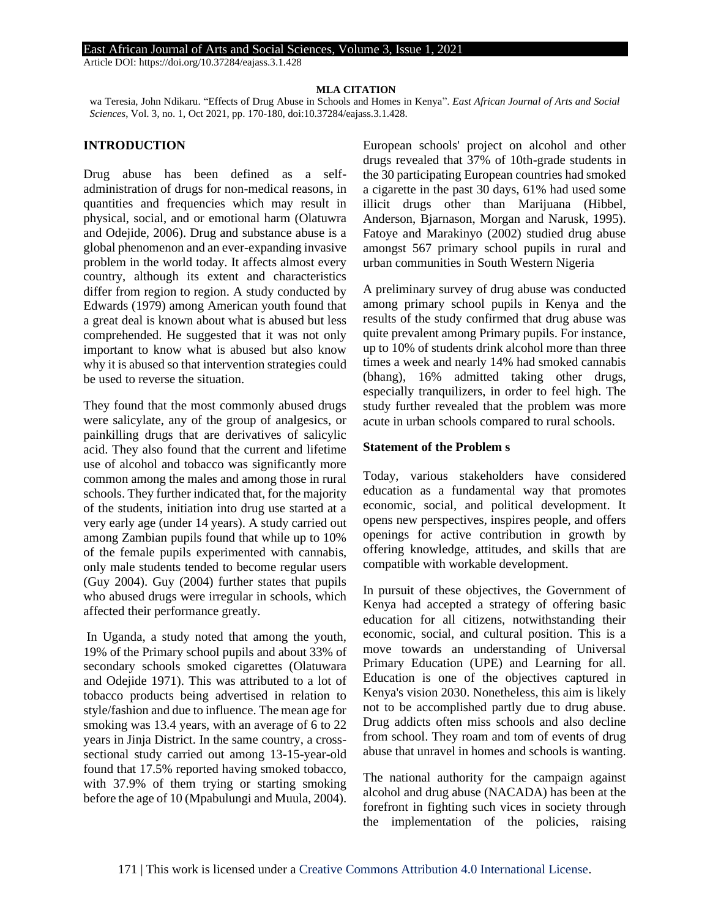**MLA CITATION**

wa Teresia, John Ndikaru. "Effects of Drug Abuse in Schools and Homes in Kenya". *East African Journal of Arts and Social Sciences*, Vol. 3, no. 1, Oct 2021, pp. 170-180, doi:10.37284/eajass.3.1.428.

## INTRODUCTION

Drug abuse has been defined as a self-administration of drugs for non-medical reasons, in quantities and frequencies which may result in physical, social, and or emotional harm (Olatuwra and Odejide, 2006). Drug and substance abuse is a global phenomenon and an ever-expanding invasive problem in the world today. It affects almost every country, although its extent and characteristics differ from region to region. A study conducted by Edwards (1979) among American youth found that a great deal is known about what is abused but less comprehended. He suggested that it was not only important to know what is abused but also know why it is abused so that intervention strategies could be used to reverse the situation.

They found that the most commonly abused drugs were salicylate, any of the group of analgesics, or painkilling drugs that are derivatives of salicylic acid. They also found that the current and lifetime use of alcohol and tobacco was significantly more common among the males and among those in rural schools. They further indicated that, for the majority of the students, initiation into drug use started at a very early age (under 14 years). A study carried out among Zambian pupils found that while up to 10% of the female pupils experimented with cannabis, only male students tended to become regular users (Guy 2004). Guy (2004) further states that pupils who abused drugs were irregular in schools, which affected their performance greatly.

In Uganda, a study noted that among the youth, 19% of the Primary school pupils and about 33% of secondary schools smoked cigarettes (Olatuwara and Odejide 1971). This was attributed to a lot of tobacco products being advertised in relation to style/fashion and due to influence. The mean age for smoking was 13.4 years, with an average of 6 to 22 years in Jinja District. In the same country, a cross-sectional study carried out among 13-15-year-old found that 17.5% reported having smoked tobacco, with 37.9% of them trying or starting smoking before the age of 10 (Mpabulungi and Muula, 2004). European schools' project on alcohol and other drugs revealed that 37% of 10th-grade students in the 30 participating European countries had smoked a cigarette in the past 30 days, 61% had used some illicit drugs other than Marijuana (Hibbel, Anderson, Bjarnason, Morgan and Narusk, 1995). Fatoye and Marakinyo (2002) studied drug abuse amongst 567 primary school pupils in rural and urban communities in South Western Nigeria

A preliminary survey of drug abuse was conducted among primary school pupils in Kenya and the results of the study confirmed that drug abuse was quite prevalent among Primary pupils. For instance, up to 10% of students drink alcohol more than three times a week and nearly 14% had smoked cannabis (bhang), 16% admitted taking other drugs, especially tranquilizers, in order to feel high. The study further revealed that the problem was more acute in urban schools compared to rural schools.

### Statement of the Problem s

Today, various stakeholders have considered education as a fundamental way that promotes economic, social, and political development. It opens new perspectives, inspires people, and offers openings for active contribution in growth by offering knowledge, attitudes, and skills that are compatible with workable development.

In pursuit of these objectives, the Government of Kenya had accepted a strategy of offering basic education for all citizens, notwithstanding their economic, social, and cultural position. This is a move towards an understanding of Universal Primary Education (UPE) and Learning for all. Education is one of the objectives captured in Kenya's vision 2030. Nonetheless, this aim is likely not to be accomplished partly due to drug abuse. Drug addicts often miss schools and also decline from school. They roam and tom of events of drug abuse that unravel in homes and schools is wanting.

The national authority for the campaign against alcohol and drug abuse (NACADA) has been at the forefront in fighting such vices in society through the implementation of the policies, raising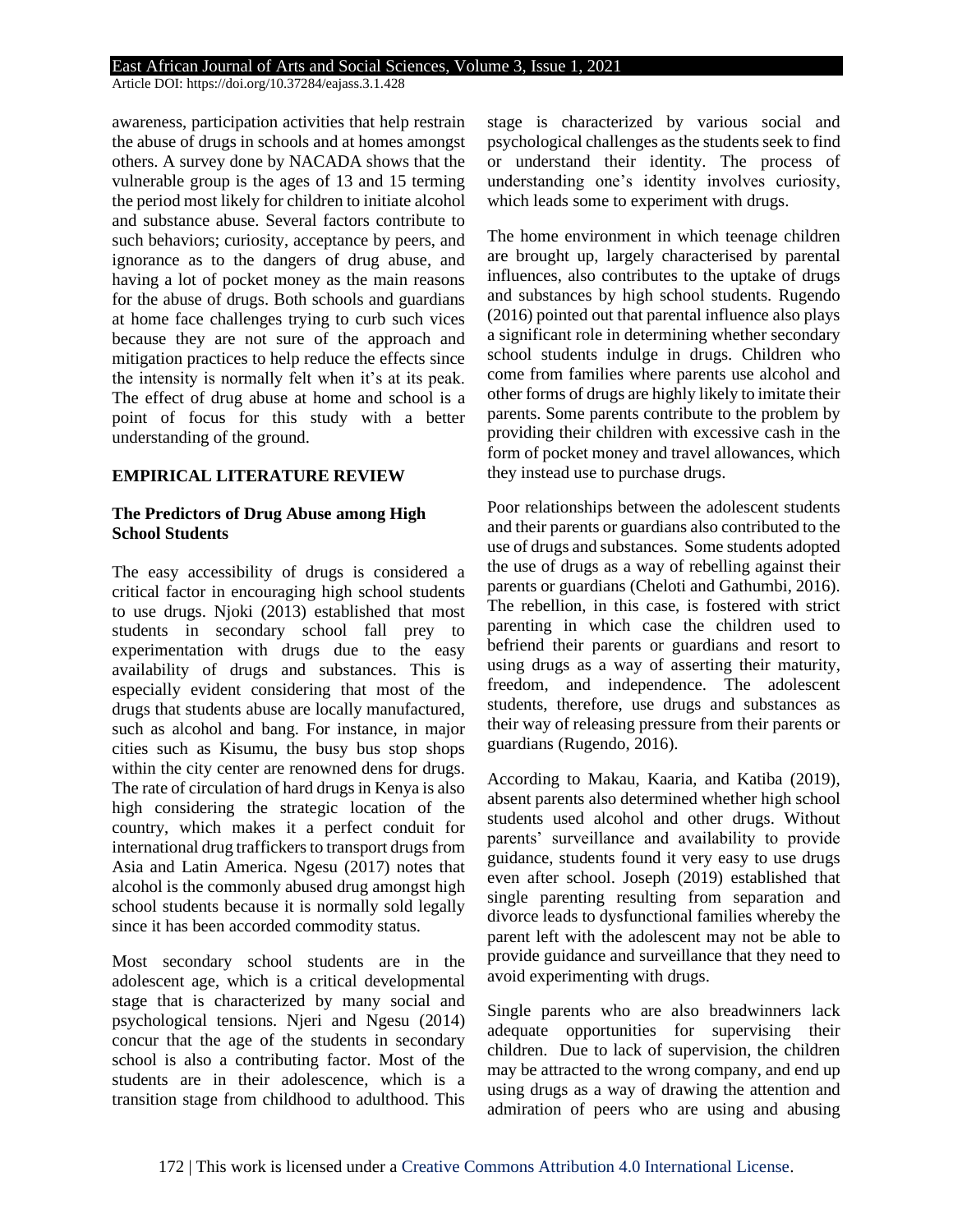awareness, participation activities that help restrain the abuse of drugs in schools and at homes amongst others. A survey done by NACADA shows that the vulnerable group is the ages of 13 and 15 terming the period most likely for children to initiate alcohol and substance abuse. Several factors contribute to such behaviors; curiosity, acceptance by peers, and ignorance as to the dangers of drug abuse, and having a lot of pocket money as the main reasons for the abuse of drugs. Both schools and guardians at home face challenges trying to curb such vices because they are not sure of the approach and mitigation practices to help reduce the effects since the intensity is normally felt when it's at its peak. The effect of drug abuse at home and school is a point of focus for this study with a better understanding of the ground.

## EMPIRICAL LITERATURE REVIEW

### The Predictors of Drug Abuse among High School Students

The easy accessibility of drugs is considered a critical factor in encouraging high school students to use drugs. Njoki (2013) established that most students in secondary school fall prey to experimentation with drugs due to the easy availability of drugs and substances. This is especially evident considering that most of the drugs that students abuse are locally manufactured, such as alcohol and bang. For instance, in major cities such as Kisumu, the busy bus stop shops within the city center are renowned dens for drugs. The rate of circulation of hard drugs in Kenya is also high considering the strategic location of the country, which makes it a perfect conduit for international drug traffickers to transport drugs from Asia and Latin America. Ngesu (2017) notes that alcohol is the commonly abused drug amongst high school students because it is normally sold legally since it has been accorded commodity status.

Most secondary school students are in the adolescent age, which is a critical developmental stage that is characterized by many social and psychological tensions. Njeri and Ngesu (2014) concur that the age of the students in secondary school is also a contributing factor. Most of the students are in their adolescence, which is a transition stage from childhood to adulthood. This stage is characterized by various social and psychological challenges as the students seek to find or understand their identity. The process of understanding one's identity involves curiosity, which leads some to experiment with drugs.

The home environment in which teenage children are brought up, largely characterised by parental influences, also contributes to the uptake of drugs and substances by high school students. Rugendo (2016) pointed out that parental influence also plays a significant role in determining whether secondary school students indulge in drugs. Children who come from families where parents use alcohol and other forms of drugs are highly likely to imitate their parents. Some parents contribute to the problem by providing their children with excessive cash in the form of pocket money and travel allowances, which they instead use to purchase drugs.

Poor relationships between the adolescent students and their parents or guardians also contributed to the use of drugs and substances. Some students adopted the use of drugs as a way of rebelling against their parents or guardians (Cheloti and Gathumbi, 2016). The rebellion, in this case, is fostered with strict parenting in which case the children used to befriend their parents or guardians and resort to using drugs as a way of asserting their maturity, freedom, and independence. The adolescent students, therefore, use drugs and substances as their way of releasing pressure from their parents or guardians (Rugendo, 2016).

According to Makau, Kaaria, and Katiba (2019), absent parents also determined whether high school students used alcohol and other drugs. Without parents' surveillance and availability to provide guidance, students found it very easy to use drugs even after school. Joseph (2019) established that single parenting resulting from separation and divorce leads to dysfunctional families whereby the parent left with the adolescent may not be able to provide guidance and surveillance that they need to avoid experimenting with drugs.

Single parents who are also breadwinners lack adequate opportunities for supervising their children. Due to lack of supervision, the children may be attracted to the wrong company, and end up using drugs as a way of drawing the attention and admiration of peers who are using and abusing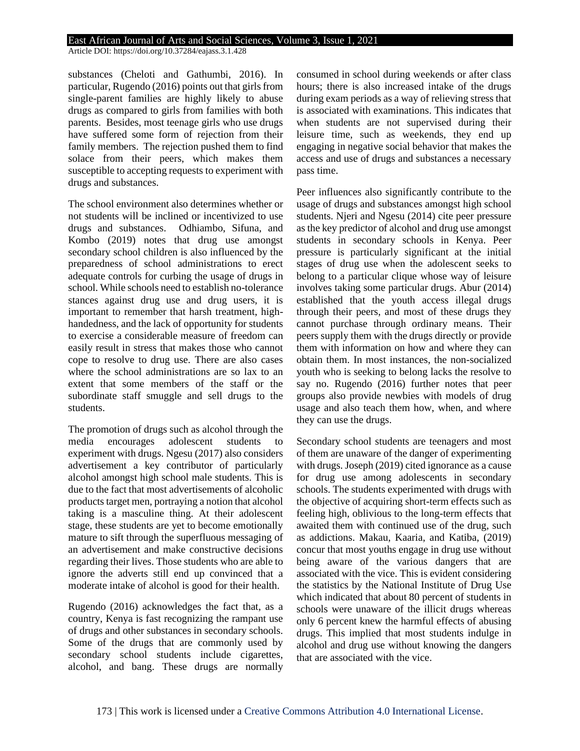substances (Cheloti and Gathumbi, 2016). In particular, Rugendo (2016) points out that girls from single-parent families are highly likely to abuse drugs as compared to girls from families with both parents. Besides, most teenage girls who use drugs have suffered some form of rejection from their family members. The rejection pushed them to find solace from their peers, which makes them susceptible to accepting requests to experiment with drugs and substances.

The school environment also determines whether or not students will be inclined or incentivized to use drugs and substances. Odhiambo, Sifuna, and Kombo (2019) notes that drug use amongst secondary school children is also influenced by the preparedness of school administrations to erect adequate controls for curbing the usage of drugs in school. While schools need to establish no-tolerance stances against drug use and drug users, it is important to remember that harsh treatment, high-handedness, and the lack of opportunity for students to exercise a considerable measure of freedom can easily result in stress that makes those who cannot cope to resolve to drug use. There are also cases where the school administrations are so lax to an extent that some members of the staff or the subordinate staff smuggle and sell drugs to the students.

The promotion of drugs such as alcohol through the media encourages adolescent students to experiment with drugs. Ngesu (2017) also considers advertisement a key contributor of particularly alcohol amongst high school male students. This is due to the fact that most advertisements of alcoholic products target men, portraying a notion that alcohol taking is a masculine thing. At their adolescent stage, these students are yet to become emotionally mature to sift through the superfluous messaging of an advertisement and make constructive decisions regarding their lives. Those students who are able to ignore the adverts still end up convinced that a moderate intake of alcohol is good for their health.

Rugendo (2016) acknowledges the fact that, as a country, Kenya is fast recognizing the rampant use of drugs and other substances in secondary schools. Some of the drugs that are commonly used by secondary school students include cigarettes, alcohol, and bang. These drugs are normally consumed in school during weekends or after class hours; there is also increased intake of the drugs during exam periods as a way of relieving stress that is associated with examinations. This indicates that when students are not supervised during their leisure time, such as weekends, they end up engaging in negative social behavior that makes the access and use of drugs and substances a necessary pass time.

Peer influences also significantly contribute to the usage of drugs and substances amongst high school students. Njeri and Ngesu (2014) cite peer pressure as the key predictor of alcohol and drug use amongst students in secondary schools in Kenya. Peer pressure is particularly significant at the initial stages of drug use when the adolescent seeks to belong to a particular clique whose way of leisure involves taking some particular drugs. Abur (2014) established that the youth access illegal drugs through their peers, and most of these drugs they cannot purchase through ordinary means. Their peers supply them with the drugs directly or provide them with information on how and where they can obtain them. In most instances, the non-socialized youth who is seeking to belong lacks the resolve to say no. Rugendo (2016) further notes that peer groups also provide newbies with models of drug usage and also teach them how, when, and where they can use the drugs.

Secondary school students are teenagers and most of them are unaware of the danger of experimenting with drugs. Joseph (2019) cited ignorance as a cause for drug use among adolescents in secondary schools. The students experimented with drugs with the objective of acquiring short-term effects such as feeling high, oblivious to the long-term effects that awaited them with continued use of the drug, such as addictions. Makau, Kaaria, and Katiba, (2019) concur that most youths engage in drug use without being aware of the various dangers that are associated with the vice. This is evident considering the statistics by the National Institute of Drug Use which indicated that about 80 percent of students in schools were unaware of the illicit drugs whereas only 6 percent knew the harmful effects of abusing drugs. This implied that most students indulge in alcohol and drug use without knowing the dangers that are associated with the vice.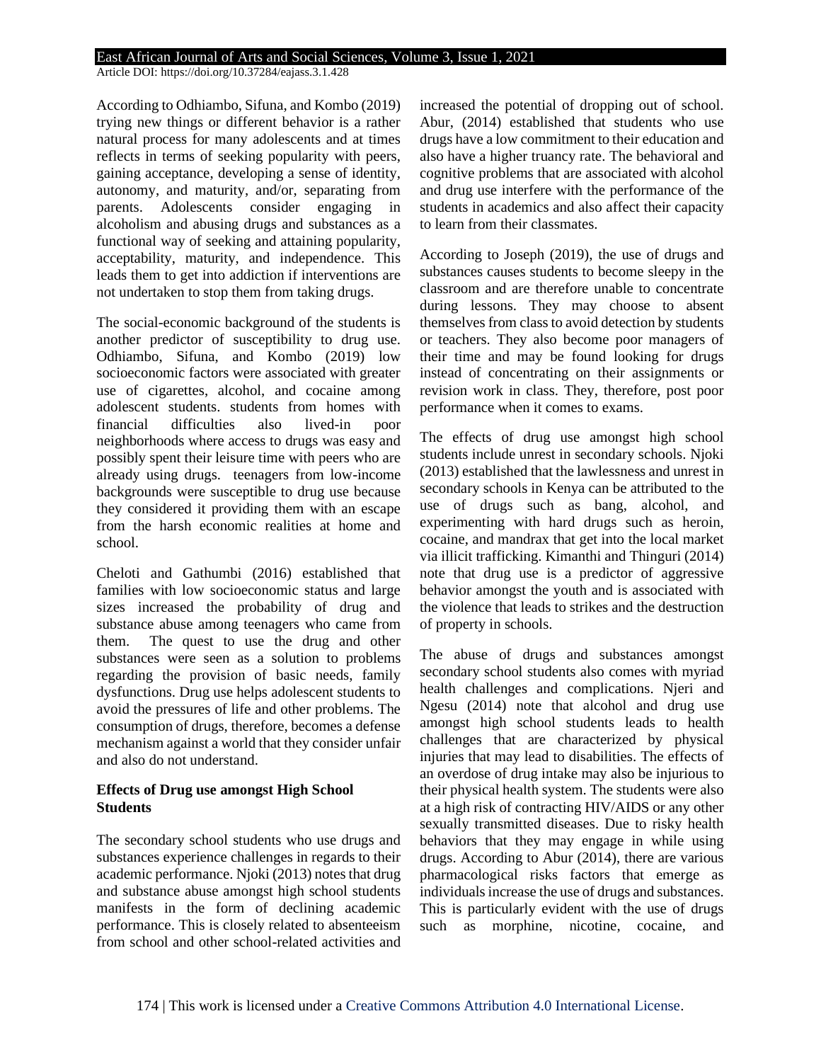According to Odhiambo, Sifuna, and Kombo (2019) trying new things or different behavior is a rather natural process for many adolescents and at times reflects in terms of seeking popularity with peers, gaining acceptance, developing a sense of identity, autonomy, and maturity, and/or, separating from parents. Adolescents consider engaging in alcoholism and abusing drugs and substances as a functional way of seeking and attaining popularity, acceptability, maturity, and independence. This leads them to get into addiction if interventions are not undertaken to stop them from taking drugs.

The social-economic background of the students is another predictor of susceptibility to drug use. Odhiambo, Sifuna, and Kombo (2019) low socioeconomic factors were associated with greater use of cigarettes, alcohol, and cocaine among adolescent students. students from homes with financial difficulties also lived-in poor neighborhoods where access to drugs was easy and possibly spent their leisure time with peers who are already using drugs. teenagers from low-income backgrounds were susceptible to drug use because they considered it providing them with an escape from the harsh economic realities at home and school.

Cheloti and Gathumbi (2016) established that families with low socioeconomic status and large sizes increased the probability of drug and substance abuse among teenagers who came from them. The quest to use the drug and other substances were seen as a solution to problems regarding the provision of basic needs, family dysfunctions. Drug use helps adolescent students to avoid the pressures of life and other problems. The consumption of drugs, therefore, becomes a defense mechanism against a world that they consider unfair and also do not understand.

**Effects of Drug use amongst High School Students**

The secondary school students who use drugs and substances experience challenges in regards to their academic performance. Njoki (2013) notes that drug and substance abuse amongst high school students manifests in the form of declining academic performance. This is closely related to absenteeism from school and other school-related activities and increased the potential of dropping out of school. Abur, (2014) established that students who use drugs have a low commitment to their education and also have a higher truancy rate. The behavioral and cognitive problems that are associated with alcohol and drug use interfere with the performance of the students in academics and also affect their capacity to learn from their classmates.

According to Joseph (2019), the use of drugs and substances causes students to become sleepy in the classroom and are therefore unable to concentrate during lessons. They may choose to absent themselves from class to avoid detection by students or teachers. They also become poor managers of their time and may be found looking for drugs instead of concentrating on their assignments or revision work in class. They, therefore, post poor performance when it comes to exams.

The effects of drug use amongst high school students include unrest in secondary schools. Njoki (2013) established that the lawlessness and unrest in secondary schools in Kenya can be attributed to the use of drugs such as bang, alcohol, and experimenting with hard drugs such as heroin, cocaine, and mandrax that get into the local market via illicit trafficking. Kimanthi and Thinguri (2014) note that drug use is a predictor of aggressive behavior amongst the youth and is associated with the violence that leads to strikes and the destruction of property in schools.

The abuse of drugs and substances amongst secondary school students also comes with myriad health challenges and complications. Njeri and Ngesu (2014) note that alcohol and drug use amongst high school students leads to health challenges that are characterized by physical injuries that may lead to disabilities. The effects of an overdose of drug intake may also be injurious to their physical health system. The students were also at a high risk of contracting HIV/AIDS or any other sexually transmitted diseases. Due to risky health behaviors that they may engage in while using drugs. According to Abur (2014), there are various pharmacological risks factors that emerge as individuals increase the use of drugs and substances. This is particularly evident with the use of drugs such as morphine, nicotine, cocaine, and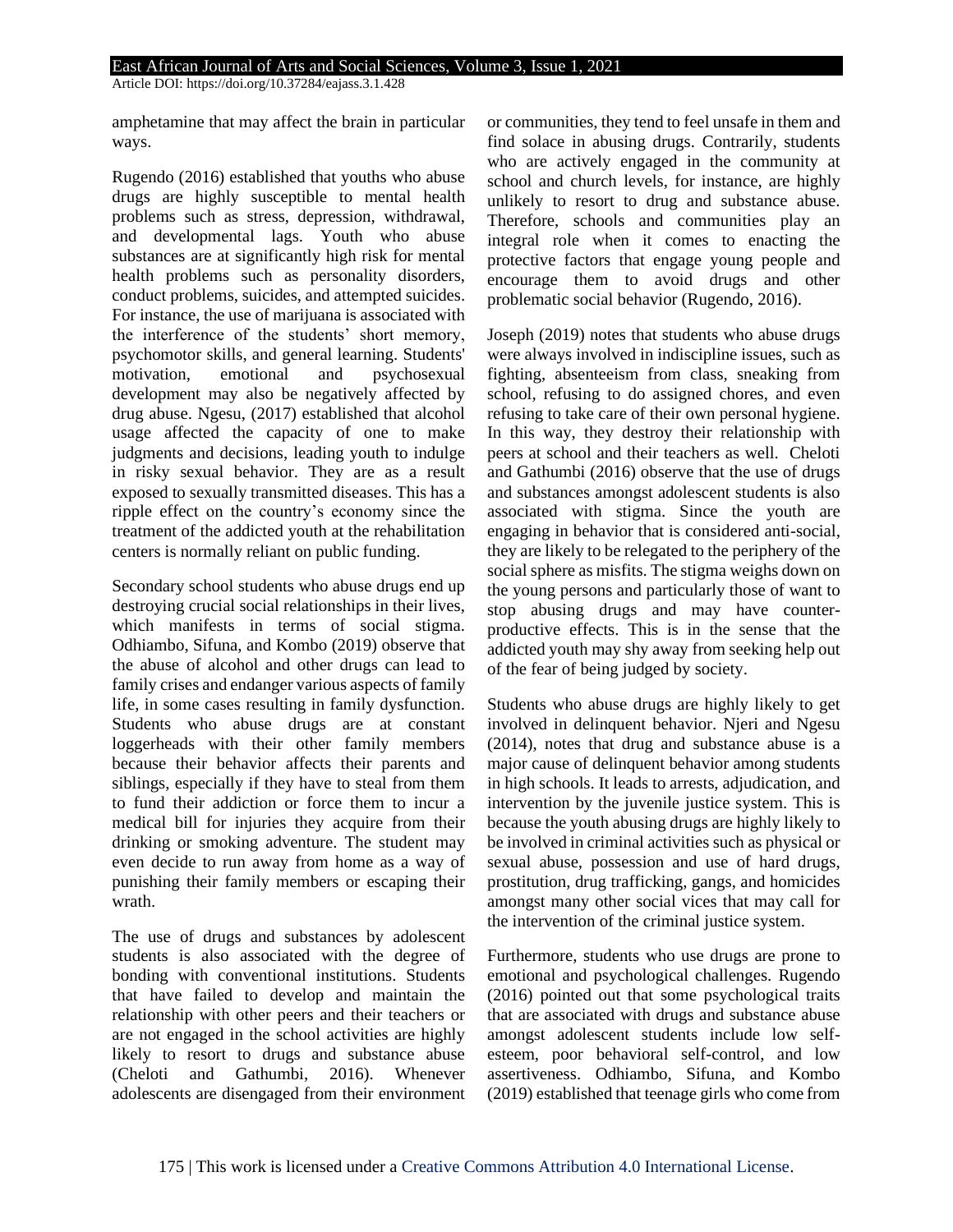amphetamine that may affect the brain in particular ways.

Rugendo (2016) established that youths who abuse drugs are highly susceptible to mental health problems such as stress, depression, withdrawal, and developmental lags. Youth who abuse substances are at significantly high risk for mental health problems such as personality disorders, conduct problems, suicides, and attempted suicides. For instance, the use of marijuana is associated with the interference of the students' short memory, psychomotor skills, and general learning. Students' motivation, emotional and psychosexual development may also be negatively affected by drug abuse. Ngesu, (2017) established that alcohol usage affected the capacity of one to make judgments and decisions, leading youth to indulge in risky sexual behavior. They are as a result exposed to sexually transmitted diseases. This has a ripple effect on the country's economy since the treatment of the addicted youth at the rehabilitation centers is normally reliant on public funding.

Secondary school students who abuse drugs end up destroying crucial social relationships in their lives, which manifests in terms of social stigma. Odhiambo, Sifuna, and Kombo (2019) observe that the abuse of alcohol and other drugs can lead to family crises and endanger various aspects of family life, in some cases resulting in family dysfunction. Students who abuse drugs are at constant loggerheads with their other family members because their behavior affects their parents and siblings, especially if they have to steal from them to fund their addiction or force them to incur a medical bill for injuries they acquire from their drinking or smoking adventure. The student may even decide to run away from home as a way of punishing their family members or escaping their wrath.

The use of drugs and substances by adolescent students is also associated with the degree of bonding with conventional institutions. Students that have failed to develop and maintain the relationship with other peers and their teachers or are not engaged in the school activities are highly likely to resort to drugs and substance abuse (Cheloti and Gathumbi, 2016). Whenever adolescents are disengaged from their environment or communities, they tend to feel unsafe in them and find solace in abusing drugs. Contrarily, students who are actively engaged in the community at school and church levels, for instance, are highly unlikely to resort to drug and substance abuse. Therefore, schools and communities play an integral role when it comes to enacting the protective factors that engage young people and encourage them to avoid drugs and other problematic social behavior (Rugendo, 2016).

Joseph (2019) notes that students who abuse drugs were always involved in indiscipline issues, such as fighting, absenteeism from class, sneaking from school, refusing to do assigned chores, and even refusing to take care of their own personal hygiene. In this way, they destroy their relationship with peers at school and their teachers as well. Cheloti and Gathumbi (2016) observe that the use of drugs and substances amongst adolescent students is also associated with stigma. Since the youth are engaging in behavior that is considered anti-social, they are likely to be relegated to the periphery of the social sphere as misfits. The stigma weighs down on the young persons and particularly those of want to stop abusing drugs and may have counter-productive effects. This is in the sense that the addicted youth may shy away from seeking help out of the fear of being judged by society.

Students who abuse drugs are highly likely to get involved in delinquent behavior. Njeri and Ngesu (2014), notes that drug and substance abuse is a major cause of delinquent behavior among students in high schools. It leads to arrests, adjudication, and intervention by the juvenile justice system. This is because the youth abusing drugs are highly likely to be involved in criminal activities such as physical or sexual abuse, possession and use of hard drugs, prostitution, drug trafficking, gangs, and homicides amongst many other social vices that may call for the intervention of the criminal justice system.

Furthermore, students who use drugs are prone to emotional and psychological challenges. Rugendo (2016) pointed out that some psychological traits that are associated with drugs and substance abuse amongst adolescent students include low self-esteem, poor behavioral self-control, and low assertiveness. Odhiambo, Sifuna, and Kombo (2019) established that teenage girls who come from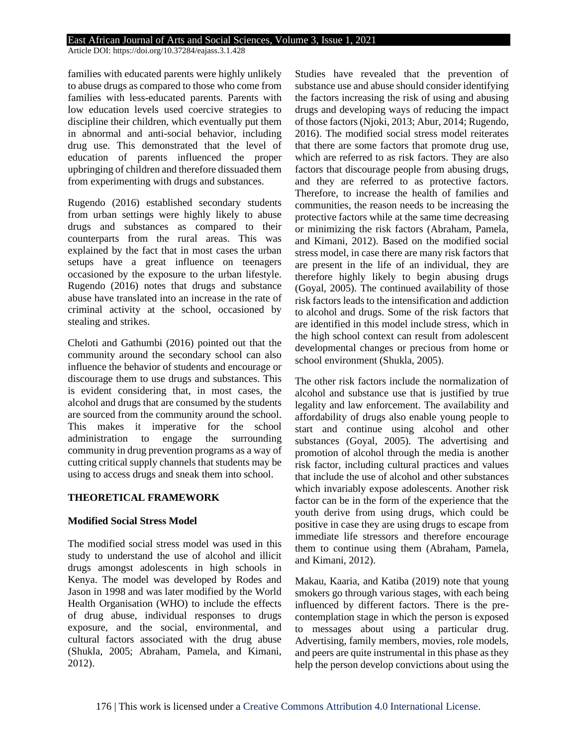families with educated parents were highly unlikely to abuse drugs as compared to those who come from families with less-educated parents. Parents with low education levels used coercive strategies to discipline their children, which eventually put them in abnormal and anti-social behavior, including drug use. This demonstrated that the level of education of parents influenced the proper upbringing of children and therefore dissuaded them from experimenting with drugs and substances.

Rugendo (2016) established secondary students from urban settings were highly likely to abuse drugs and substances as compared to their counterparts from the rural areas. This was explained by the fact that in most cases the urban setups have a great influence on teenagers occasioned by the exposure to the urban lifestyle. Rugendo (2016) notes that drugs and substance abuse have translated into an increase in the rate of criminal activity at the school, occasioned by stealing and strikes.

Cheloti and Gathumbi (2016) pointed out that the community around the secondary school can also influence the behavior of students and encourage or discourage them to use drugs and substances. This is evident considering that, in most cases, the alcohol and drugs that are consumed by the students are sourced from the community around the school. This makes it imperative for the school administration to engage the surrounding community in drug prevention programs as a way of cutting critical supply channels that students may be using to access drugs and sneak them into school.

## THEORETICAL FRAMEWORK

### Modified Social Stress Model

The modified social stress model was used in this study to understand the use of alcohol and illicit drugs amongst adolescents in high schools in Kenya. The model was developed by Rodes and Jason in 1998 and was later modified by the World Health Organisation (WHO) to include the effects of drug abuse, individual responses to drugs exposure, and the social, environmental, and cultural factors associated with the drug abuse (Shukla, 2005; Abraham, Pamela, and Kimani, 2012).

Studies have revealed that the prevention of substance use and abuse should consider identifying the factors increasing the risk of using and abusing drugs and developing ways of reducing the impact of those factors (Njoki, 2013; Abur, 2014; Rugendo, 2016). The modified social stress model reiterates that there are some factors that promote drug use, which are referred to as risk factors. They are also factors that discourage people from abusing drugs, and they are referred to as protective factors. Therefore, to increase the health of families and communities, the reason needs to be increasing the protective factors while at the same time decreasing or minimizing the risk factors (Abraham, Pamela, and Kimani, 2012). Based on the modified social stress model, in case there are many risk factors that are present in the life of an individual, they are therefore highly likely to begin abusing drugs (Goyal, 2005). The continued availability of those risk factors leads to the intensification and addiction to alcohol and drugs. Some of the risk factors that are identified in this model include stress, which in the high school context can result from adolescent developmental changes or precious from home or school environment (Shukla, 2005).

The other risk factors include the normalization of alcohol and substance use that is justified by true legality and law enforcement. The availability and affordability of drugs also enable young people to start and continue using alcohol and other substances (Goyal, 2005). The advertising and promotion of alcohol through the media is another risk factor, including cultural practices and values that include the use of alcohol and other substances which invariably expose adolescents. Another risk factor can be in the form of the experience that the youth derive from using drugs, which could be positive in case they are using drugs to escape from immediate life stressors and therefore encourage them to continue using them (Abraham, Pamela, and Kimani, 2012).

Makau, Kaaria, and Katiba (2019) note that young smokers go through various stages, with each being influenced by different factors. There is the pre-contemplation stage in which the person is exposed to messages about using a particular drug. Advertising, family members, movies, role models, and peers are quite instrumental in this phase as they help the person develop convictions about using the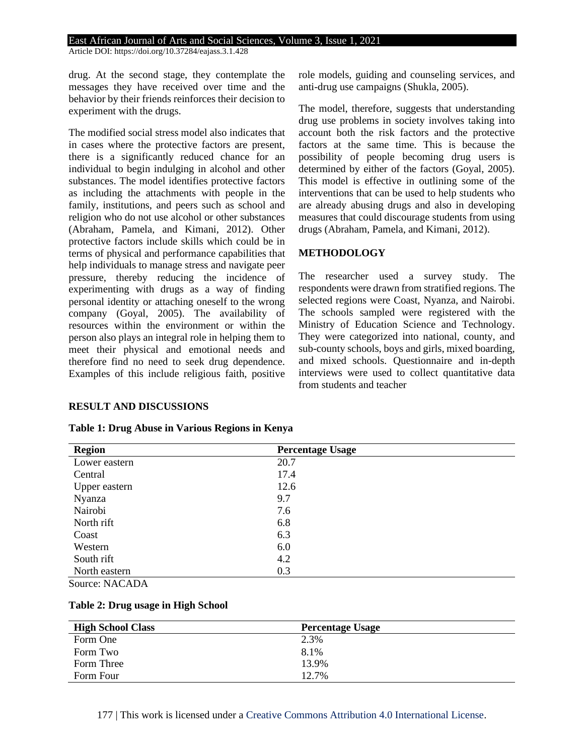drug. At the second stage, they contemplate the messages they have received over time and the behavior by their friends reinforces their decision to experiment with the drugs.

The modified social stress model also indicates that in cases where the protective factors are present, there is a significantly reduced chance for an individual to begin indulging in alcohol and other substances. The model identifies protective factors as including the attachments with people in the family, institutions, and peers such as school and religion who do not use alcohol or other substances (Abraham, Pamela, and Kimani, 2012). Other protective factors include skills which could be in terms of physical and performance capabilities that help individuals to manage stress and navigate peer pressure, thereby reducing the incidence of experimenting with drugs as a way of finding personal identity or attaching oneself to the wrong company (Goyal, 2005). The availability of resources within the environment or within the person also plays an integral role in helping them to meet their physical and emotional needs and therefore find no need to seek drug dependence. Examples of this include religious faith, positive role models, guiding and counseling services, and anti-drug use campaigns (Shukla, 2005).

The model, therefore, suggests that understanding drug use problems in society involves taking into account both the risk factors and the protective factors at the same time. This is because the possibility of people becoming drug users is determined by either of the factors (Goyal, 2005). This model is effective in outlining some of the interventions that can be used to help students who are already abusing drugs and also in developing measures that could discourage students from using drugs (Abraham, Pamela, and Kimani, 2012).

## METHODOLOGY

The researcher used a survey study. The respondents were drawn from stratified regions. The selected regions were Coast, Nyanza, and Nairobi. The schools sampled were registered with the Ministry of Education Science and Technology. They were categorized into national, county, and sub-county schools, boys and girls, mixed boarding, and mixed schools. Questionnaire and in-depth interviews were used to collect quantitative data from students and teacher

## RESULT AND DISCUSSIONS

**Table 1: Drug Abuse in Various Regions in Kenya**

| Region | Percentage Usage |
|---|---|
| Lower eastern | 20.7 |
| Central | 17.4 |
| Upper eastern | 12.6 |
| Nyanza | 9.7 |
| Nairobi | 7.6 |
| North rift | 6.8 |
| Coast | 6.3 |
| Western | 6.0 |
| South rift | 4.2 |
| North eastern | 0.3 |

Source: NACADA

**Table 2: Drug usage in High School**

| High School Class | Percentage Usage |
|---|---|
| Form One | 2.3% |
| Form Two | 8.1% |
| Form Three | 13.9% |
| Form Four | 12.7% |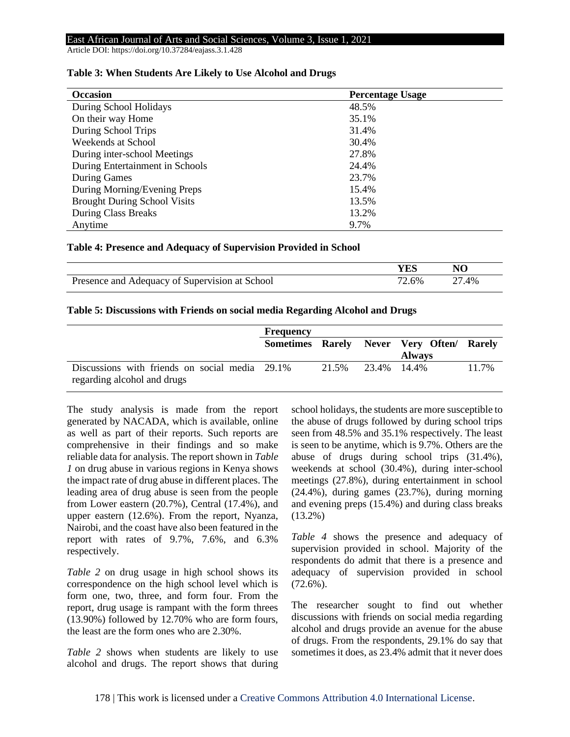**Table 3: When Students Are Likely to Use Alcohol and Drugs**

| Occasion | Percentage Usage |
|---|---|
| During School Holidays | 48.5% |
| On their way Home | 35.1% |
| During School Trips | 31.4% |
| Weekends at School | 30.4% |
| During inter-school Meetings | 27.8% |
| During Entertainment in Schools | 24.4% |
| During Games | 23.7% |
| During Morning/Evening Preps | 15.4% |
| Brought During School Visits | 13.5% |
| During Class Breaks | 13.2% |
| Anytime | 9.7% |

**Table 4: Presence and Adequacy of Supervision Provided in School**

| | YES | NO |
|---|---|---|
| Presence and Adequacy of Supervision at School | 72.6% | 27.4% |

**Table 5: Discussions with Friends on social media Regarding Alcohol and Drugs**

| | Frequency | | | | |
|---|---|---|---|---|---|
| | Sometimes | Rarely | Never | Very Often/ Always | Rarely |
| Discussions with friends on social media regarding alcohol and drugs | 29.1% | 21.5% | 23.4% | 14.4% | 11.7% |

The study analysis is made from the report generated by NACADA, which is available, online as well as part of their reports. Such reports are comprehensive in their findings and so make reliable data for analysis. The report shown in *Table 1* on drug abuse in various regions in Kenya shows the impact rate of drug abuse in different places. The leading area of drug abuse is seen from the people from Lower eastern (20.7%), Central (17.4%), and upper eastern (12.6%). From the report, Nyanza, Nairobi, and the coast have also been featured in the report with rates of 9.7%, 7.6%, and 6.3% respectively.

*Table 2* on drug usage in high school shows its correspondence on the high school level which is form one, two, three, and form four. From the report, drug usage is rampant with the form threes (13.90%) followed by 12.70% who are form fours, the least are the form ones who are 2.30%.

*Table 2* shows when students are likely to use alcohol and drugs. The report shows that during school holidays, the students are more susceptible to the abuse of drugs followed by during school trips seen from 48.5% and 35.1% respectively. The least is seen to be anytime, which is 9.7%. Others are the abuse of drugs during school trips (31.4%), weekends at school (30.4%), during inter-school meetings (27.8%), during entertainment in school (24.4%), during games (23.7%), during morning and evening preps (15.4%) and during class breaks (13.2%)

*Table 4* shows the presence and adequacy of supervision provided in school. Majority of the respondents do admit that there is a presence and adequacy of supervision provided in school (72.6%).

The researcher sought to find out whether discussions with friends on social media regarding alcohol and drugs provide an avenue for the abuse of drugs. From the respondents, 29.1% do say that sometimes it does, as 23.4% admit that it never does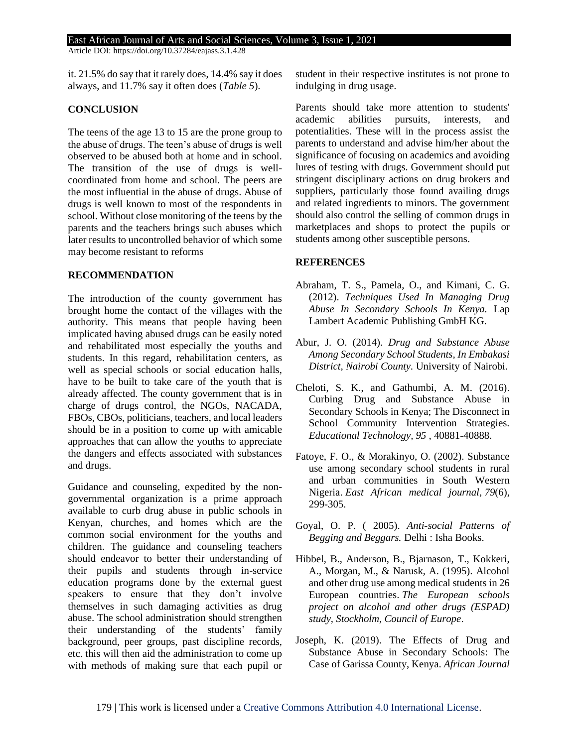it. 21.5% do say that it rarely does, 14.4% say it does always, and 11.7% say it often does (*Table 5*).

## CONCLUSION

The teens of the age 13 to 15 are the prone group to the abuse of drugs. The teen's abuse of drugs is well observed to be abused both at home and in school. The transition of the use of drugs is well-coordinated from home and school. The peers are the most influential in the abuse of drugs. Abuse of drugs is well known to most of the respondents in school. Without close monitoring of the teens by the parents and the teachers brings such abuses which later results to uncontrolled behavior of which some may become resistant to reforms

## RECOMMENDATION

The introduction of the county government has brought home the contact of the villages with the authority. This means that people having been implicated having abused drugs can be easily noted and rehabilitated most especially the youths and students. In this regard, rehabilitation centers, as well as special schools or social education halls, have to be built to take care of the youth that is already affected. The county government that is in charge of drugs control, the NGOs, NACADA, FBOs, CBOs, politicians, teachers, and local leaders should be in a position to come up with amicable approaches that can allow the youths to appreciate the dangers and effects associated with substances and drugs.

Guidance and counseling, expedited by the non-governmental organization is a prime approach available to curb drug abuse in public schools in Kenyan, churches, and homes which are the common social environment for the youths and children. The guidance and counseling teachers should endeavor to better their understanding of their pupils and students through in-service education programs done by the external guest speakers to ensure that they don't involve themselves in such damaging activities as drug abuse. The school administration should strengthen their understanding of the students' family background, peer groups, past discipline records, etc. this will then aid the administration to come up with methods of making sure that each pupil or student in their respective institutes is not prone to indulging in drug usage.

Parents should take more attention to students' academic abilities pursuits, interests, and potentialities. These will in the process assist the parents to understand and advise him/her about the significance of focusing on academics and avoiding lures of testing with drugs. Government should put stringent disciplinary actions on drug brokers and suppliers, particularly those found availing drugs and related ingredients to minors. The government should also control the selling of common drugs in marketplaces and shops to protect the pupils or students among other susceptible persons.

## REFERENCES

Abraham, T. S., Pamela, O., and Kimani, C. G. (2012). *Techniques Used In Managing Drug Abuse In Secondary Schools In Kenya.* Lap Lambert Academic Publishing GmbH KG.

Abur, J. O. (2014). *Drug and Substance Abuse Among Secondary School Students, In Embakasi District, Nairobi County.* University of Nairobi.

Cheloti, S. K., and Gathumbi, A. M. (2016). Curbing Drug and Substance Abuse in Secondary Schools in Kenya; The Disconnect in School Community Intervention Strategies. *Educational Technology, 95* , 40881-40888.

Fatoye, F. O., & Morakinyo, O. (2002). Substance use among secondary school students in rural and urban communities in South Western Nigeria. *East African medical journal*, *79*(6), 299-305.

Goyal, O. P. ( 2005). *Anti-social Patterns of Begging and Beggars.* Delhi : Isha Books.

Hibbel, B., Anderson, B., Bjarnason, T., Kokkeri, A., Morgan, M., & Narusk, A. (1995). Alcohol and other drug use among medical students in 26 European countries. *The European schools project on alcohol and other drugs (ESPAD) study, Stockholm, Council of Europe*.

Joseph, K. (2019). The Effects of Drug and Substance Abuse in Secondary Schools: The Case of Garissa County, Kenya. *African Journal*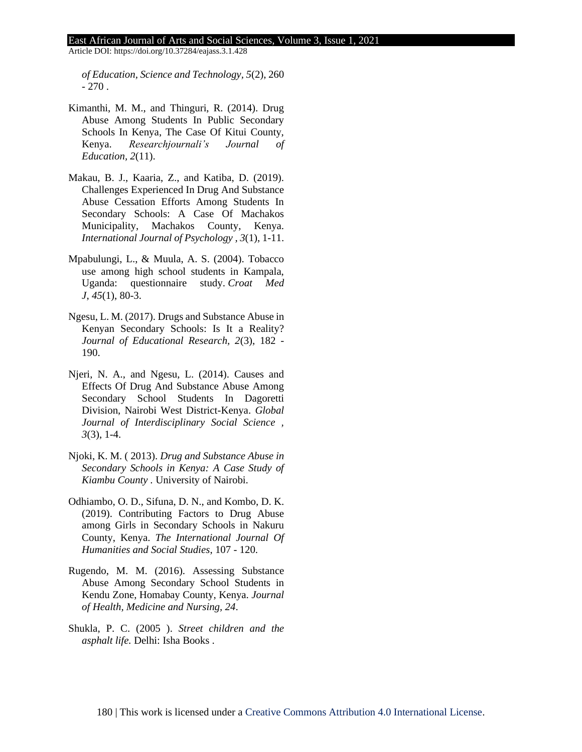*of Education, Science and Technology, 5*(2), 260 - 270 .

Kimanthi, M. M., and Thinguri, R. (2014). Drug Abuse Among Students In Public Secondary Schools In Kenya, The Case Of Kitui County, Kenya. *Researchjournali's Journal of Education, 2*(11).

Makau, B. J., Kaaria, Z., and Katiba, D. (2019). Challenges Experienced In Drug And Substance Abuse Cessation Efforts Among Students In Secondary Schools: A Case Of Machakos Municipality, Machakos County, Kenya. *International Journal of Psychology , 3*(1), 1-11.

Mpabulungi, L., & Muula, A. S. (2004). Tobacco use among high school students in Kampala, Uganda: questionnaire study. *Croat Med J, 45*(1), 80-3.

Ngesu, L. M. (2017). Drugs and Substance Abuse in Kenyan Secondary Schools: Is It a Reality? *Journal of Educational Research, 2*(3), 182 - 190.

Njeri, N. A., and Ngesu, L. (2014). Causes and Effects Of Drug And Substance Abuse Among Secondary School Students In Dagoretti Division, Nairobi West District-Kenya. *Global Journal of Interdisciplinary Social Science , 3*(3), 1-4.

Njoki, K. M. ( 2013). *Drug and Substance Abuse in Secondary Schools in Kenya: A Case Study of Kiambu County* . University of Nairobi.

Odhiambo, O. D., Sifuna, D. N., and Kombo, D. K. (2019). Contributing Factors to Drug Abuse among Girls in Secondary Schools in Nakuru County, Kenya. *The International Journal Of Humanities and Social Studies*, 107 - 120.

Rugendo, M. M. (2016). Assessing Substance Abuse Among Secondary School Students in Kendu Zone, Homabay County, Kenya. *Journal of Health, Medicine and Nursing, 24*.

Shukla, P. C. (2005 ). *Street children and the asphalt life.* Delhi: Isha Books .